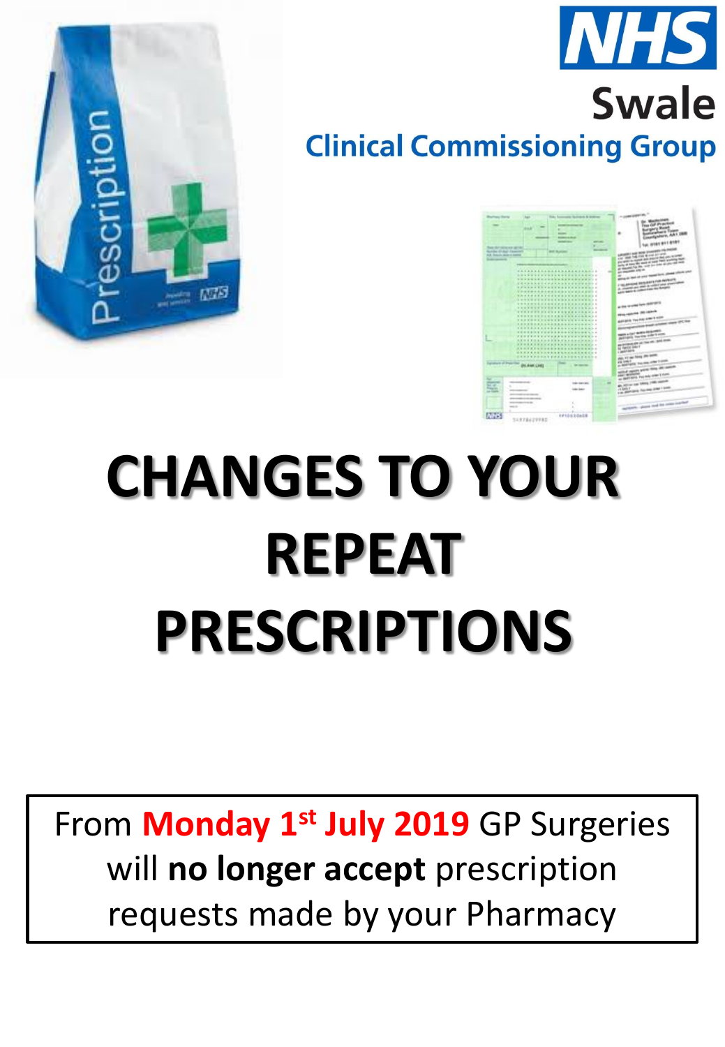NHS

Swale

Clinical Commissioning Group

# CHANGES TO YOUR REPEAT PRESCRIPTIONS

From **Monday 1st July 2019** GP Surgeries will **no longer accept** prescription requests made by your Pharmacy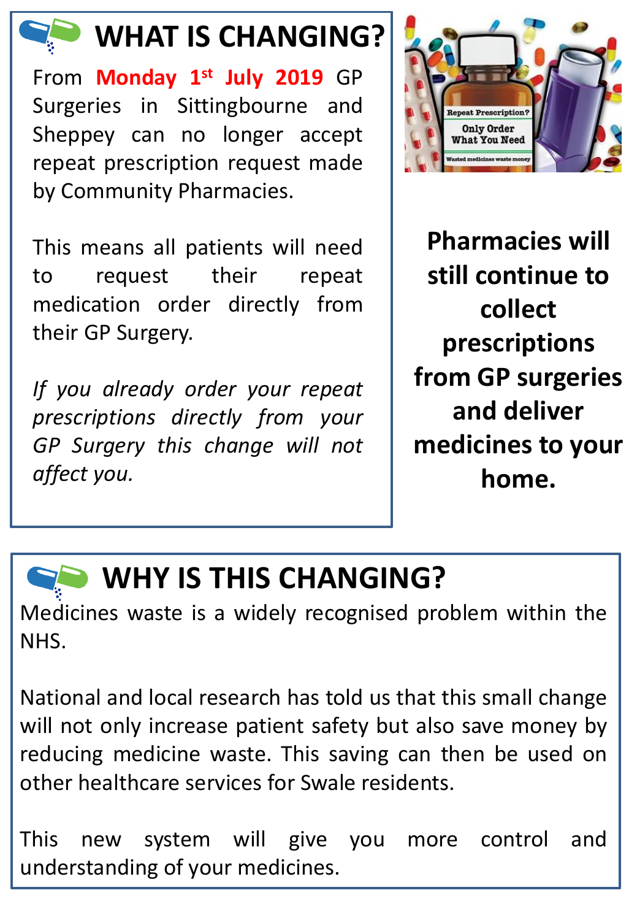## WHAT IS CHANGING?

From **Monday 1st July 2019** GP Surgeries in Sittingbourne and Sheppey can no longer accept repeat prescription request made by Community Pharmacies.

This means all patients will need to request their repeat medication order directly from their GP Surgery.

*If you already order your repeat prescriptions directly from your GP Surgery this change will not affect you.*

**Pharmacies will still continue to collect prescriptions from GP surgeries and deliver medicines to your home.**

## WHY IS THIS CHANGING?

Medicines waste is a widely recognised problem within the NHS.

National and local research has told us that this small change will not only increase patient safety but also save money by reducing medicine waste. This saving can then be used on other healthcare services for Swale residents.

This new system will give you more control and understanding of your medicines.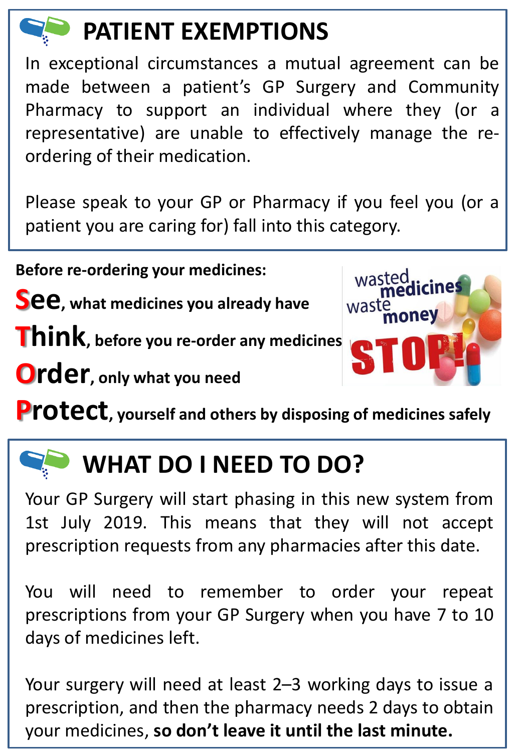## PATIENT EXEMPTIONS

In exceptional circumstances a mutual agreement can be made between a patient's GP Surgery and Community Pharmacy to support an individual where they (or a representative) are unable to effectively manage the re-ordering of their medication.

Please speak to your GP or Pharmacy if you feel you (or a patient you are caring for) fall into this category.

**Before re-ordering your medicines:**

**See**, **what medicines you already have**

**Think**, **before you re-order any medicines**

**Order**, **only what you need**

**Protect**, **yourself and others by disposing of medicines safely**

wasted medicines waste money

STOP!

## WHAT DO I NEED TO DO?

Your GP Surgery will start phasing in this new system from 1st July 2019. This means that they will not accept prescription requests from any pharmacies after this date.

You will need to remember to order your repeat prescriptions from your GP Surgery when you have 7 to 10 days of medicines left.

Your surgery will need at least 2–3 working days to issue a prescription, and then the pharmacy needs 2 days to obtain your medicines, **so don't leave it until the last minute.**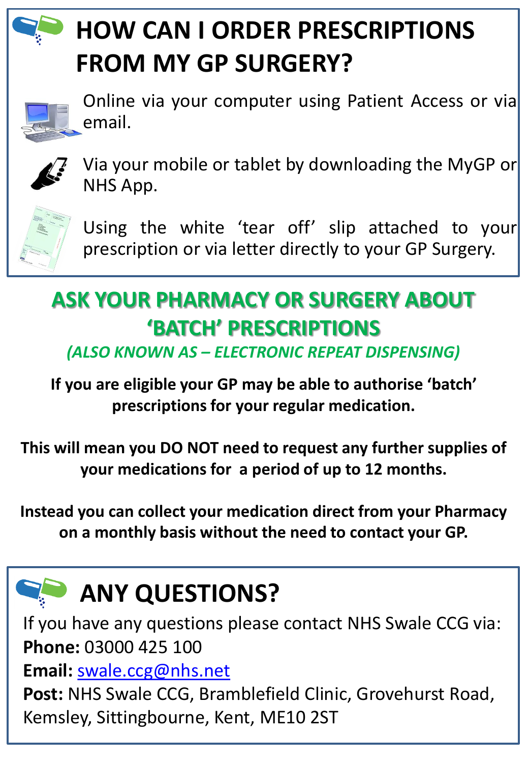# HOW CAN I ORDER PRESCRIPTIONS FROM MY GP SURGERY?

Online via your computer using Patient Access or via email.

Via your mobile or tablet by downloading the MyGP or NHS App.

Using the white 'tear off' slip attached to your prescription or via letter directly to your GP Surgery.

## ASK YOUR PHARMACY OR SURGERY ABOUT 'BATCH' PRESCRIPTIONS

*(ALSO KNOWN AS – ELECTRONIC REPEAT DISPENSING)*

**If you are eligible your GP may be able to authorise 'batch' prescriptions for your regular medication.**

**This will mean you DO NOT need to request any further supplies of your medications for a period of up to 12 months.**

**Instead you can collect your medication direct from your Pharmacy on a monthly basis without the need to contact your GP.**

# ANY QUESTIONS?

If you have any questions please contact NHS Swale CCG via:

**Phone:** 03000 425 100

**Email:** swale.ccg@nhs.net

**Post:** NHS Swale CCG, Bramblefield Clinic, Grovehurst Road, Kemsley, Sittingbourne, Kent, ME10 2ST